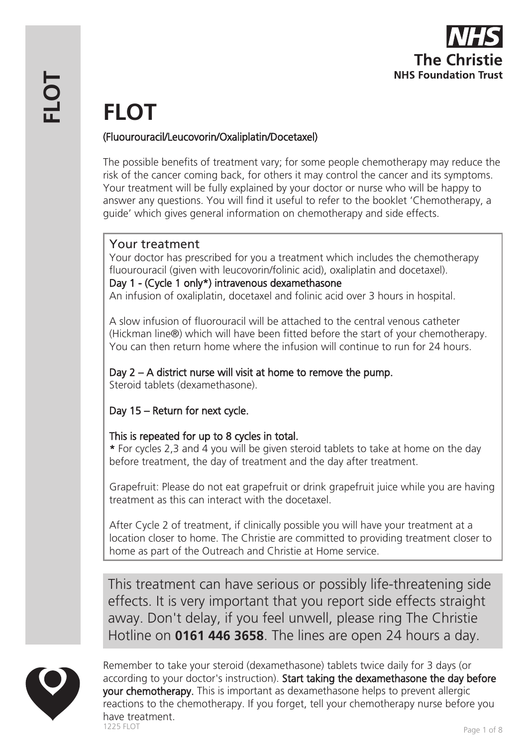# FLOT

(Fluourouracil/Leucovorin/Oxaliplatin/Docetaxel)

The possible benefits of treatment vary; for some people chemotherapy may reduce the risk of the cancer coming back, for others it may control the cancer and its symptoms. Your treatment will be fully explained by your doctor or nurse who will be happy to answer any questions. You will find it useful to refer to the booklet 'Chemotherapy, a guide' which gives general information on chemotherapy and side effects.

## Your treatment

Your doctor has prescribed for you a treatment which includes the chemotherapy fluourouracil (given with leucovorin/folinic acid), oxaliplatin and docetaxel).

Day 1 - (Cycle 1 only*) intravenous dexamethasone

An infusion of oxaliplatin, docetaxel and folinic acid over 3 hours in hospital.

A slow infusion of fluorouracil will be attached to the central venous catheter (Hickman line®) which will have been fitted before the start of your chemotherapy. You can then return home where the infusion will continue to run for 24 hours.

Day 2 – A district nurse will visit at home to remove the pump.

Steroid tablets (dexamethasone).

Day 15 – Return for next cycle.

This is repeated for up to 8 cycles in total.

**\*** For cycles 2,3 and 4 you will be given steroid tablets to take at home on the day before treatment, the day of treatment and the day after treatment.

Grapefruit: Please do not eat grapefruit or drink grapefruit juice while you are having treatment as this can interact with the docetaxel.

After Cycle 2 of treatment, if clinically possible you will have your treatment at a location closer to home. The Christie are committed to providing treatment closer to home as part of the Outreach and Christie at Home service.

This treatment can have serious or possibly life-threatening side effects. It is very important that you report side effects straight away. Don't delay, if you feel unwell, please ring The Christie Hotline on **0161 446 3658**. The lines are open 24 hours a day.

Remember to take your steroid (dexamethasone) tablets twice daily for 3 days (or according to your doctor's instruction). **Start taking the dexamethasone the day before your chemotherapy.** This is important as dexamethasone helps to prevent allergic reactions to the chemotherapy. If you forget, tell your chemotherapy nurse before you have treatment.

1225 FLOT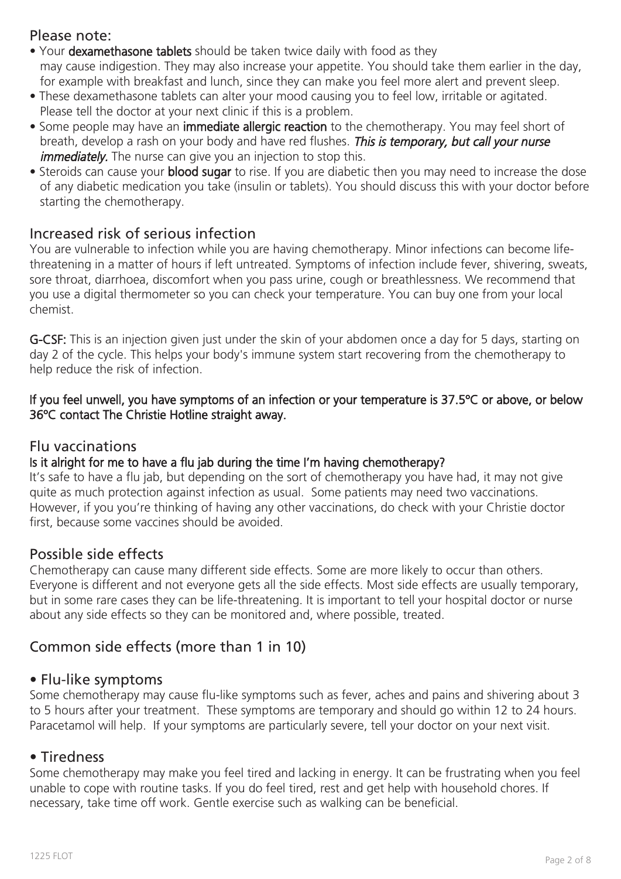## Please note:

- Your **dexamethasone tablets** should be taken twice daily with food as they may cause indigestion. They may also increase your appetite. You should take them earlier in the day, for example with breakfast and lunch, since they can make you feel more alert and prevent sleep.
- These dexamethasone tablets can alter your mood causing you to feel low, irritable or agitated. Please tell the doctor at your next clinic if this is a problem.
- Some people may have an **immediate allergic reaction** to the chemotherapy. You may feel short of breath, develop a rash on your body and have red flushes. ***This is temporary, but call your nurse immediately.*** The nurse can give you an injection to stop this.
- Steroids can cause your **blood sugar** to rise. If you are diabetic then you may need to increase the dose of any diabetic medication you take (insulin or tablets). You should discuss this with your doctor before starting the chemotherapy.

## Increased risk of serious infection

You are vulnerable to infection while you are having chemotherapy. Minor infections can become life-threatening in a matter of hours if left untreated. Symptoms of infection include fever, shivering, sweats, sore throat, diarrhoea, discomfort when you pass urine, cough or breathlessness. We recommend that you use a digital thermometer so you can check your temperature. You can buy one from your local chemist.

**G-CSF:** This is an injection given just under the skin of your abdomen once a day for 5 days, starting on day 2 of the cycle. This helps your body's immune system start recovering from the chemotherapy to help reduce the risk of infection.

**If you feel unwell, you have symptoms of an infection or your temperature is 37.5°C or above, or below 36°C contact The Christie Hotline straight away.**

## Flu vaccinations

**Is it alright for me to have a flu jab during the time I'm having chemotherapy?**

It's safe to have a flu jab, but depending on the sort of chemotherapy you have had, it may not give quite as much protection against infection as usual. Some patients may need two vaccinations. However, if you you're thinking of having any other vaccinations, do check with your Christie doctor first, because some vaccines should be avoided.

## Possible side effects

Chemotherapy can cause many different side effects. Some are more likely to occur than others. Everyone is different and not everyone gets all the side effects. Most side effects are usually temporary, but in some rare cases they can be life-threatening. It is important to tell your hospital doctor or nurse about any side effects so they can be monitored and, where possible, treated.

## Common side effects (more than 1 in 10)

### • Flu-like symptoms

Some chemotherapy may cause flu-like symptoms such as fever, aches and pains and shivering about 3 to 5 hours after your treatment. These symptoms are temporary and should go within 12 to 24 hours. Paracetamol will help. If your symptoms are particularly severe, tell your doctor on your next visit.

### • Tiredness

Some chemotherapy may make you feel tired and lacking in energy. It can be frustrating when you feel unable to cope with routine tasks. If you do feel tired, rest and get help with household chores. If necessary, take time off work. Gentle exercise such as walking can be beneficial.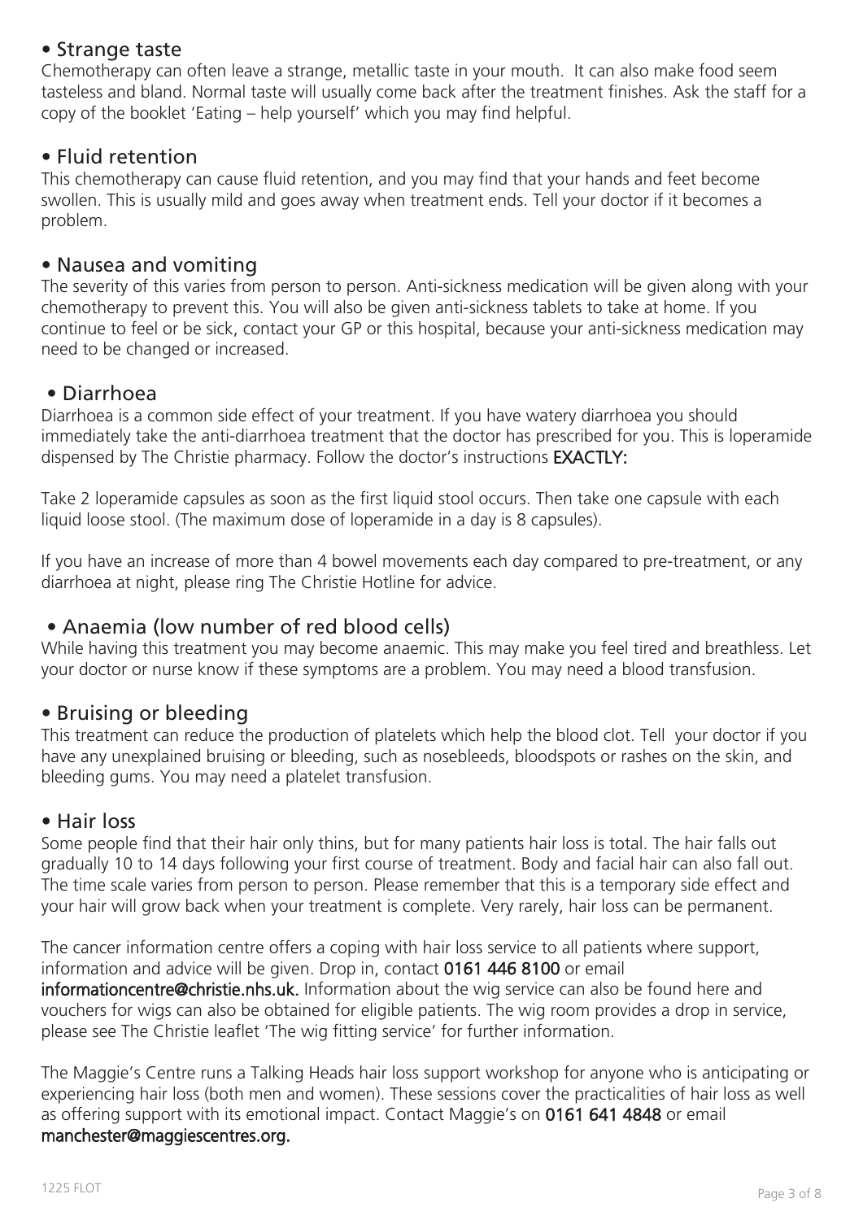## • Strange taste

Chemotherapy can often leave a strange, metallic taste in your mouth. It can also make food seem tasteless and bland. Normal taste will usually come back after the treatment finishes. Ask the staff for a copy of the booklet 'Eating – help yourself' which you may find helpful.

## • Fluid retention

This chemotherapy can cause fluid retention, and you may find that your hands and feet become swollen. This is usually mild and goes away when treatment ends. Tell your doctor if it becomes a problem.

## • Nausea and vomiting

The severity of this varies from person to person. Anti-sickness medication will be given along with your chemotherapy to prevent this. You will also be given anti-sickness tablets to take at home. If you continue to feel or be sick, contact your GP or this hospital, because your anti-sickness medication may need to be changed or increased.

## • Diarrhoea

Diarrhoea is a common side effect of your treatment. If you have watery diarrhoea you should immediately take the anti-diarrhoea treatment that the doctor has prescribed for you. This is loperamide dispensed by The Christie pharmacy. Follow the doctor's instructions **EXACTLY:**

Take 2 loperamide capsules as soon as the first liquid stool occurs. Then take one capsule with each liquid loose stool. (The maximum dose of loperamide in a day is 8 capsules).

If you have an increase of more than 4 bowel movements each day compared to pre-treatment, or any diarrhoea at night, please ring The Christie Hotline for advice.

## • Anaemia (low number of red blood cells)

While having this treatment you may become anaemic. This may make you feel tired and breathless. Let your doctor or nurse know if these symptoms are a problem. You may need a blood transfusion.

## • Bruising or bleeding

This treatment can reduce the production of platelets which help the blood clot. Tell your doctor if you have any unexplained bruising or bleeding, such as nosebleeds, bloodspots or rashes on the skin, and bleeding gums. You may need a platelet transfusion.

## • Hair loss

Some people find that their hair only thins, but for many patients hair loss is total. The hair falls out gradually 10 to 14 days following your first course of treatment. Body and facial hair can also fall out. The time scale varies from person to person. Please remember that this is a temporary side effect and your hair will grow back when your treatment is complete. Very rarely, hair loss can be permanent.

The cancer information centre offers a coping with hair loss service to all patients where support, information and advice will be given. Drop in, contact **0161 446 8100** or email **informationcentre@christie.nhs.uk.** Information about the wig service can also be found here and vouchers for wigs can also be obtained for eligible patients. The wig room provides a drop in service, please see The Christie leaflet 'The wig fitting service' for further information.

The Maggie's Centre runs a Talking Heads hair loss support workshop for anyone who is anticipating or experiencing hair loss (both men and women). These sessions cover the practicalities of hair loss as well as offering support with its emotional impact. Contact Maggie's on **0161 641 4848** or email **manchester@maggiescentres.org.**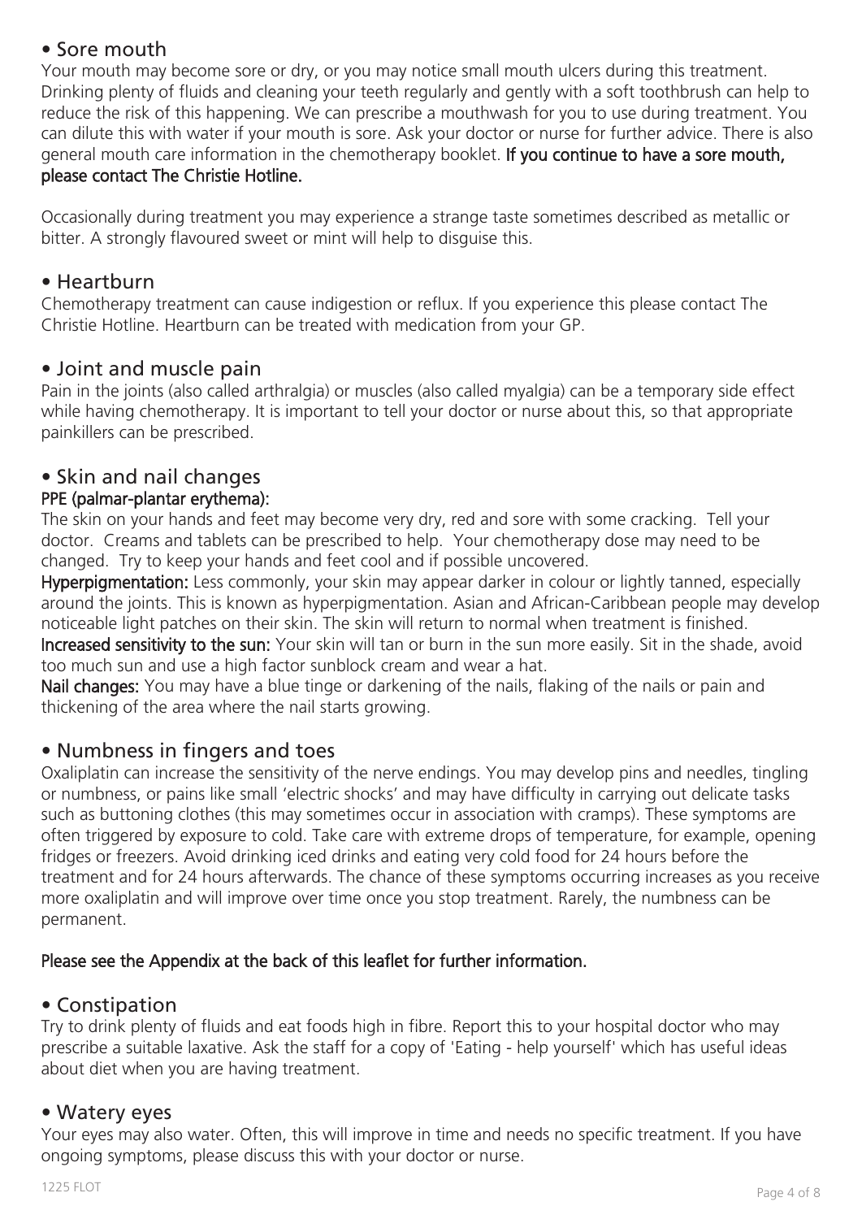## • Sore mouth

Your mouth may become sore or dry, or you may notice small mouth ulcers during this treatment. Drinking plenty of fluids and cleaning your teeth regularly and gently with a soft toothbrush can help to reduce the risk of this happening. We can prescribe a mouthwash for you to use during treatment. You can dilute this with water if your mouth is sore. Ask your doctor or nurse for further advice. There is also general mouth care information in the chemotherapy booklet. **If you continue to have a sore mouth, please contact The Christie Hotline.**

Occasionally during treatment you may experience a strange taste sometimes described as metallic or bitter. A strongly flavoured sweet or mint will help to disguise this.

## • Heartburn

Chemotherapy treatment can cause indigestion or reflux. If you experience this please contact The Christie Hotline. Heartburn can be treated with medication from your GP.

## • Joint and muscle pain

Pain in the joints (also called arthralgia) or muscles (also called myalgia) can be a temporary side effect while having chemotherapy. It is important to tell your doctor or nurse about this, so that appropriate painkillers can be prescribed.

## • Skin and nail changes

**PPE (palmar-plantar erythema):**
The skin on your hands and feet may become very dry, red and sore with some cracking. Tell your doctor. Creams and tablets can be prescribed to help. Your chemotherapy dose may need to be changed. Try to keep your hands and feet cool and if possible uncovered.

**Hyperpigmentation:** Less commonly, your skin may appear darker in colour or lightly tanned, especially around the joints. This is known as hyperpigmentation. Asian and African-Caribbean people may develop noticeable light patches on their skin. The skin will return to normal when treatment is finished.

**Increased sensitivity to the sun:** Your skin will tan or burn in the sun more easily. Sit in the shade, avoid too much sun and use a high factor sunblock cream and wear a hat.

**Nail changes:** You may have a blue tinge or darkening of the nails, flaking of the nails or pain and thickening of the area where the nail starts growing.

## • Numbness in fingers and toes

Oxaliplatin can increase the sensitivity of the nerve endings. You may develop pins and needles, tingling or numbness, or pains like small 'electric shocks' and may have difficulty in carrying out delicate tasks such as buttoning clothes (this may sometimes occur in association with cramps). These symptoms are often triggered by exposure to cold. Take care with extreme drops of temperature, for example, opening fridges or freezers. Avoid drinking iced drinks and eating very cold food for 24 hours before the treatment and for 24 hours afterwards. The chance of these symptoms occurring increases as you receive more oxaliplatin and will improve over time once you stop treatment. Rarely, the numbness can be permanent.

**Please see the Appendix at the back of this leaflet for further information.**

## • Constipation

Try to drink plenty of fluids and eat foods high in fibre. Report this to your hospital doctor who may prescribe a suitable laxative. Ask the staff for a copy of 'Eating - help yourself' which has useful ideas about diet when you are having treatment.

## • Watery eyes

Your eyes may also water. Often, this will improve in time and needs no specific treatment. If you have ongoing symptoms, please discuss this with your doctor or nurse.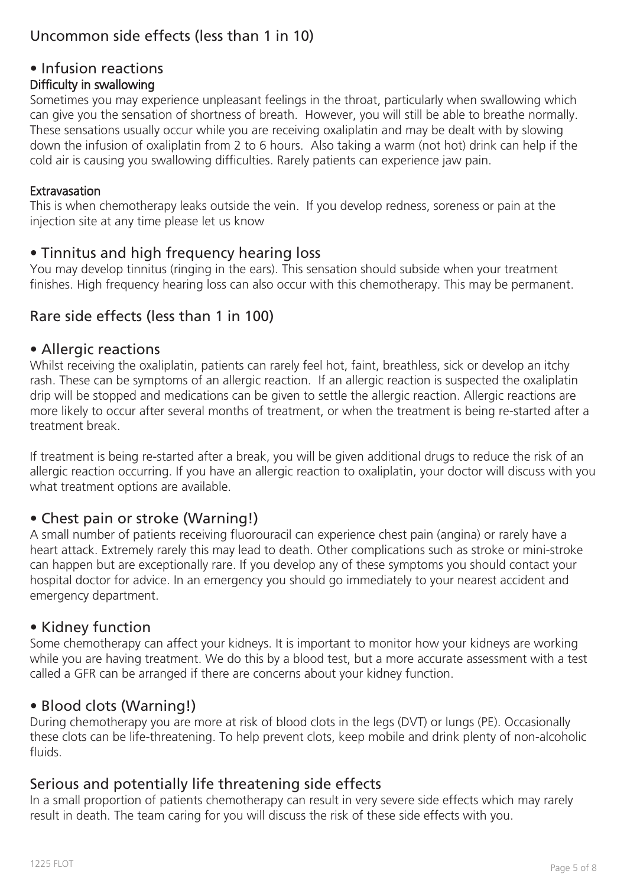## Uncommon side effects (less than 1 in 10)

### • Infusion reactions

#### Difficulty in swallowing

Sometimes you may experience unpleasant feelings in the throat, particularly when swallowing which can give you the sensation of shortness of breath. However, you will still be able to breathe normally. These sensations usually occur while you are receiving oxaliplatin and may be dealt with by slowing down the infusion of oxaliplatin from 2 to 6 hours. Also taking a warm (not hot) drink can help if the cold air is causing you swallowing difficulties. Rarely patients can experience jaw pain.

#### Extravasation

This is when chemotherapy leaks outside the vein. If you develop redness, soreness or pain at the injection site at any time please let us know

### • Tinnitus and high frequency hearing loss

You may develop tinnitus (ringing in the ears). This sensation should subside when your treatment finishes. High frequency hearing loss can also occur with this chemotherapy. This may be permanent.

## Rare side effects (less than 1 in 100)

### • Allergic reactions

Whilst receiving the oxaliplatin, patients can rarely feel hot, faint, breathless, sick or develop an itchy rash. These can be symptoms of an allergic reaction. If an allergic reaction is suspected the oxaliplatin drip will be stopped and medications can be given to settle the allergic reaction. Allergic reactions are more likely to occur after several months of treatment, or when the treatment is being re-started after a treatment break.

If treatment is being re-started after a break, you will be given additional drugs to reduce the risk of an allergic reaction occurring. If you have an allergic reaction to oxaliplatin, your doctor will discuss with you what treatment options are available.

### • Chest pain or stroke (Warning!)

A small number of patients receiving fluorouracil can experience chest pain (angina) or rarely have a heart attack. Extremely rarely this may lead to death. Other complications such as stroke or mini-stroke can happen but are exceptionally rare. If you develop any of these symptoms you should contact your hospital doctor for advice. In an emergency you should go immediately to your nearest accident and emergency department.

### • Kidney function

Some chemotherapy can affect your kidneys. It is important to monitor how your kidneys are working while you are having treatment. We do this by a blood test, but a more accurate assessment with a test called a GFR can be arranged if there are concerns about your kidney function.

### • Blood clots (Warning!)

During chemotherapy you are more at risk of blood clots in the legs (DVT) or lungs (PE). Occasionally these clots can be life-threatening. To help prevent clots, keep mobile and drink plenty of non-alcoholic fluids.

## Serious and potentially life threatening side effects

In a small proportion of patients chemotherapy can result in very severe side effects which may rarely result in death. The team caring for you will discuss the risk of these side effects with you.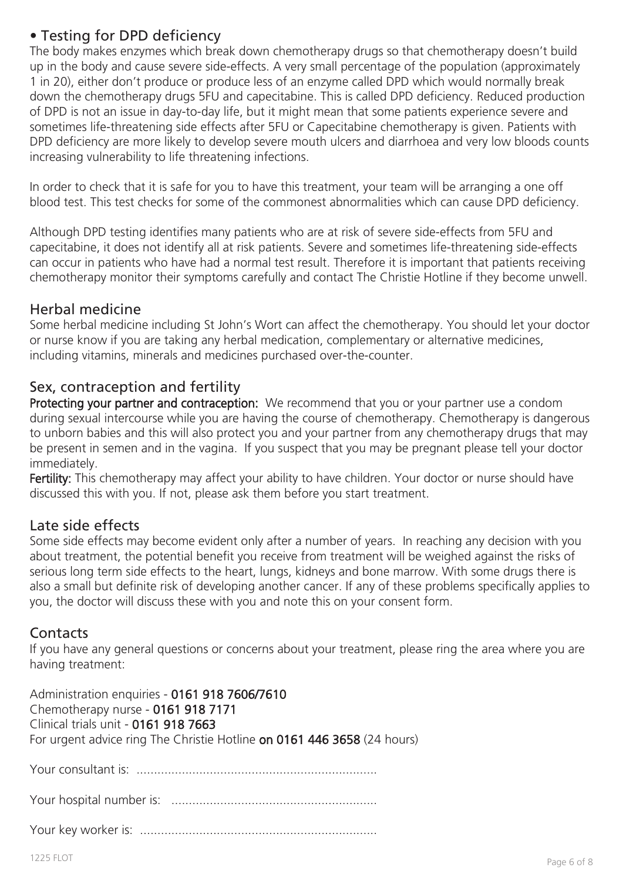## • Testing for DPD deficiency

The body makes enzymes which break down chemotherapy drugs so that chemotherapy doesn't build up in the body and cause severe side-effects. A very small percentage of the population (approximately 1 in 20), either don't produce or produce less of an enzyme called DPD which would normally break down the chemotherapy drugs 5FU and capecitabine. This is called DPD deficiency. Reduced production of DPD is not an issue in day-to-day life, but it might mean that some patients experience severe and sometimes life-threatening side effects after 5FU or Capecitabine chemotherapy is given. Patients with DPD deficiency are more likely to develop severe mouth ulcers and diarrhoea and very low bloods counts increasing vulnerability to life threatening infections.

In order to check that it is safe for you to have this treatment, your team will be arranging a one off blood test. This test checks for some of the commonest abnormalities which can cause DPD deficiency.

Although DPD testing identifies many patients who are at risk of severe side-effects from 5FU and capecitabine, it does not identify all at risk patients. Severe and sometimes life-threatening side-effects can occur in patients who have had a normal test result. Therefore it is important that patients receiving chemotherapy monitor their symptoms carefully and contact The Christie Hotline if they become unwell.

## Herbal medicine

Some herbal medicine including St John's Wort can affect the chemotherapy. You should let your doctor or nurse know if you are taking any herbal medication, complementary or alternative medicines, including vitamins, minerals and medicines purchased over-the-counter.

## Sex, contraception and fertility

**Protecting your partner and contraception:** We recommend that you or your partner use a condom during sexual intercourse while you are having the course of chemotherapy. Chemotherapy is dangerous to unborn babies and this will also protect you and your partner from any chemotherapy drugs that may be present in semen and in the vagina. If you suspect that you may be pregnant please tell your doctor immediately.

**Fertility:** This chemotherapy may affect your ability to have children. Your doctor or nurse should have discussed this with you. If not, please ask them before you start treatment.

## Late side effects

Some side effects may become evident only after a number of years. In reaching any decision with you about treatment, the potential benefit you receive from treatment will be weighed against the risks of serious long term side effects to the heart, lungs, kidneys and bone marrow. With some drugs there is also a small but definite risk of developing another cancer. If any of these problems specifically applies to you, the doctor will discuss these with you and note this on your consent form.

## Contacts

If you have any general questions or concerns about your treatment, please ring the area where you are having treatment:

Administration enquiries - **0161 918 7606/7610**
Chemotherapy nurse - **0161 918 7171**
Clinical trials unit - **0161 918 7663**
For urgent advice ring The Christie Hotline **on 0161 446 3658** (24 hours)

Your consultant is: ....................................................................

Your hospital number is: ..........................................................

Your key worker is: ....................................................................

1225 FLOT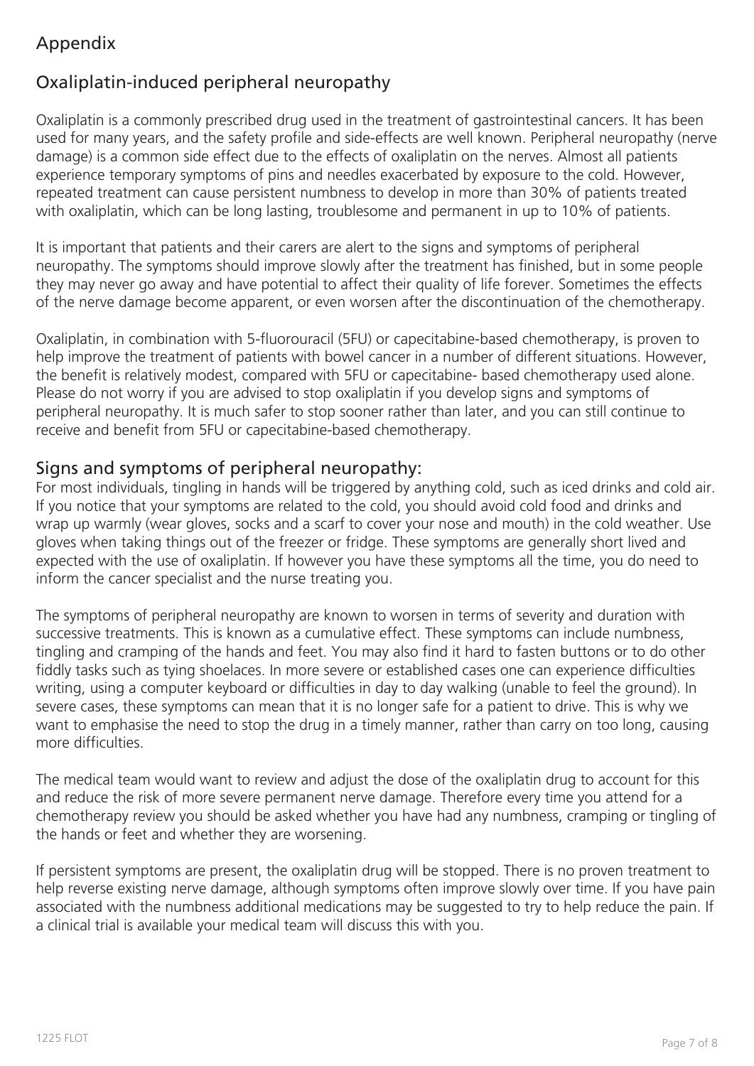## Appendix

## Oxaliplatin-induced peripheral neuropathy

Oxaliplatin is a commonly prescribed drug used in the treatment of gastrointestinal cancers. It has been used for many years, and the safety profile and side-effects are well known. Peripheral neuropathy (nerve damage) is a common side effect due to the effects of oxaliplatin on the nerves. Almost all patients experience temporary symptoms of pins and needles exacerbated by exposure to the cold. However, repeated treatment can cause persistent numbness to develop in more than 30% of patients treated with oxaliplatin, which can be long lasting, troublesome and permanent in up to 10% of patients.

It is important that patients and their carers are alert to the signs and symptoms of peripheral neuropathy. The symptoms should improve slowly after the treatment has finished, but in some people they may never go away and have potential to affect their quality of life forever. Sometimes the effects of the nerve damage become apparent, or even worsen after the discontinuation of the chemotherapy.

Oxaliplatin, in combination with 5-fluorouracil (5FU) or capecitabine-based chemotherapy, is proven to help improve the treatment of patients with bowel cancer in a number of different situations. However, the benefit is relatively modest, compared with 5FU or capecitabine- based chemotherapy used alone. Please do not worry if you are advised to stop oxaliplatin if you develop signs and symptoms of peripheral neuropathy. It is much safer to stop sooner rather than later, and you can still continue to receive and benefit from 5FU or capecitabine-based chemotherapy.

### Signs and symptoms of peripheral neuropathy:

For most individuals, tingling in hands will be triggered by anything cold, such as iced drinks and cold air. If you notice that your symptoms are related to the cold, you should avoid cold food and drinks and wrap up warmly (wear gloves, socks and a scarf to cover your nose and mouth) in the cold weather. Use gloves when taking things out of the freezer or fridge. These symptoms are generally short lived and expected with the use of oxaliplatin. If however you have these symptoms all the time, you do need to inform the cancer specialist and the nurse treating you.

The symptoms of peripheral neuropathy are known to worsen in terms of severity and duration with successive treatments. This is known as a cumulative effect. These symptoms can include numbness, tingling and cramping of the hands and feet. You may also find it hard to fasten buttons or to do other fiddly tasks such as tying shoelaces. In more severe or established cases one can experience difficulties writing, using a computer keyboard or difficulties in day to day walking (unable to feel the ground). In severe cases, these symptoms can mean that it is no longer safe for a patient to drive. This is why we want to emphasise the need to stop the drug in a timely manner, rather than carry on too long, causing more difficulties.

The medical team would want to review and adjust the dose of the oxaliplatin drug to account for this and reduce the risk of more severe permanent nerve damage. Therefore every time you attend for a chemotherapy review you should be asked whether you have had any numbness, cramping or tingling of the hands or feet and whether they are worsening.

If persistent symptoms are present, the oxaliplatin drug will be stopped. There is no proven treatment to help reverse existing nerve damage, although symptoms often improve slowly over time. If you have pain associated with the numbness additional medications may be suggested to try to help reduce the pain. If a clinical trial is available your medical team will discuss this with you.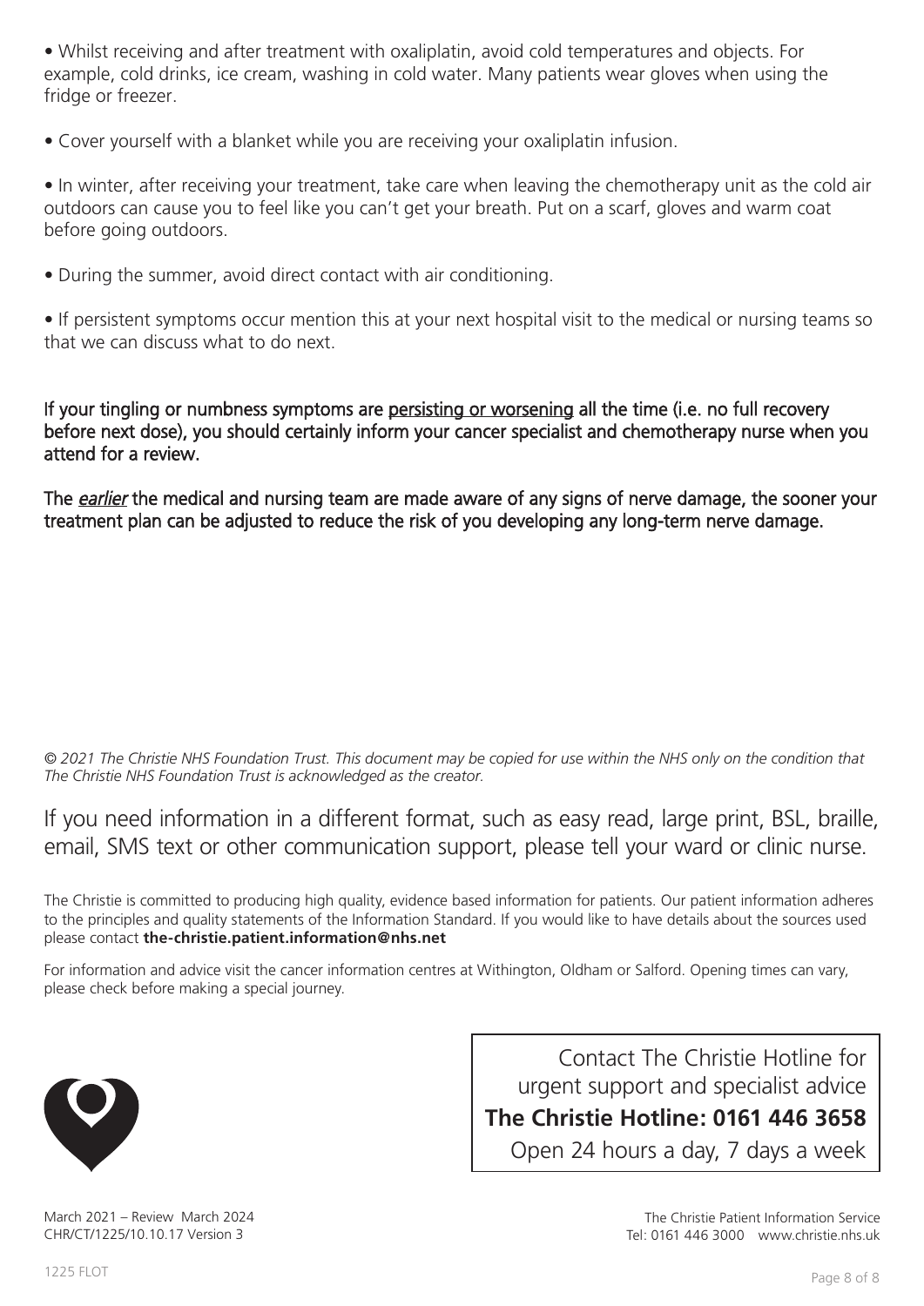- Whilst receiving and after treatment with oxaliplatin, avoid cold temperatures and objects. For example, cold drinks, ice cream, washing in cold water. Many patients wear gloves when using the fridge or freezer.
- Cover yourself with a blanket while you are receiving your oxaliplatin infusion.
- In winter, after receiving your treatment, take care when leaving the chemotherapy unit as the cold air outdoors can cause you to feel like you can't get your breath. Put on a scarf, gloves and warm coat before going outdoors.
- During the summer, avoid direct contact with air conditioning.
- If persistent symptoms occur mention this at your next hospital visit to the medical or nursing teams so that we can discuss what to do next.

If your tingling or numbness symptoms are persisting or worsening all the time (i.e. no full recovery before next dose), you should certainly inform your cancer specialist and chemotherapy nurse when you attend for a review.

The *earlier* the medical and nursing team are made aware of any signs of nerve damage, the sooner your treatment plan can be adjusted to reduce the risk of you developing any long-term nerve damage.

*© 2021 The Christie NHS Foundation Trust. This document may be copied for use within the NHS only on the condition that The Christie NHS Foundation Trust is acknowledged as the creator.*

If you need information in a different format, such as easy read, large print, BSL, braille, email, SMS text or other communication support, please tell your ward or clinic nurse.

The Christie is committed to producing high quality, evidence based information for patients. Our patient information adheres to the principles and quality statements of the Information Standard. If you would like to have details about the sources used please contact **the-christie.patient.information@nhs.net**

For information and advice visit the cancer information centres at Withington, Oldham or Salford. Opening times can vary, please check before making a special journey.

Contact The Christie Hotline for urgent support and specialist advice

**The Christie Hotline: 0161 446 3658**

Open 24 hours a day, 7 days a week

March 2021 – Review March 2024
CHR/CT/1225/10.10.17 Version 3

The Christie Patient Information Service
Tel: 0161 446 3000 www.christie.nhs.uk

1225 FLOT